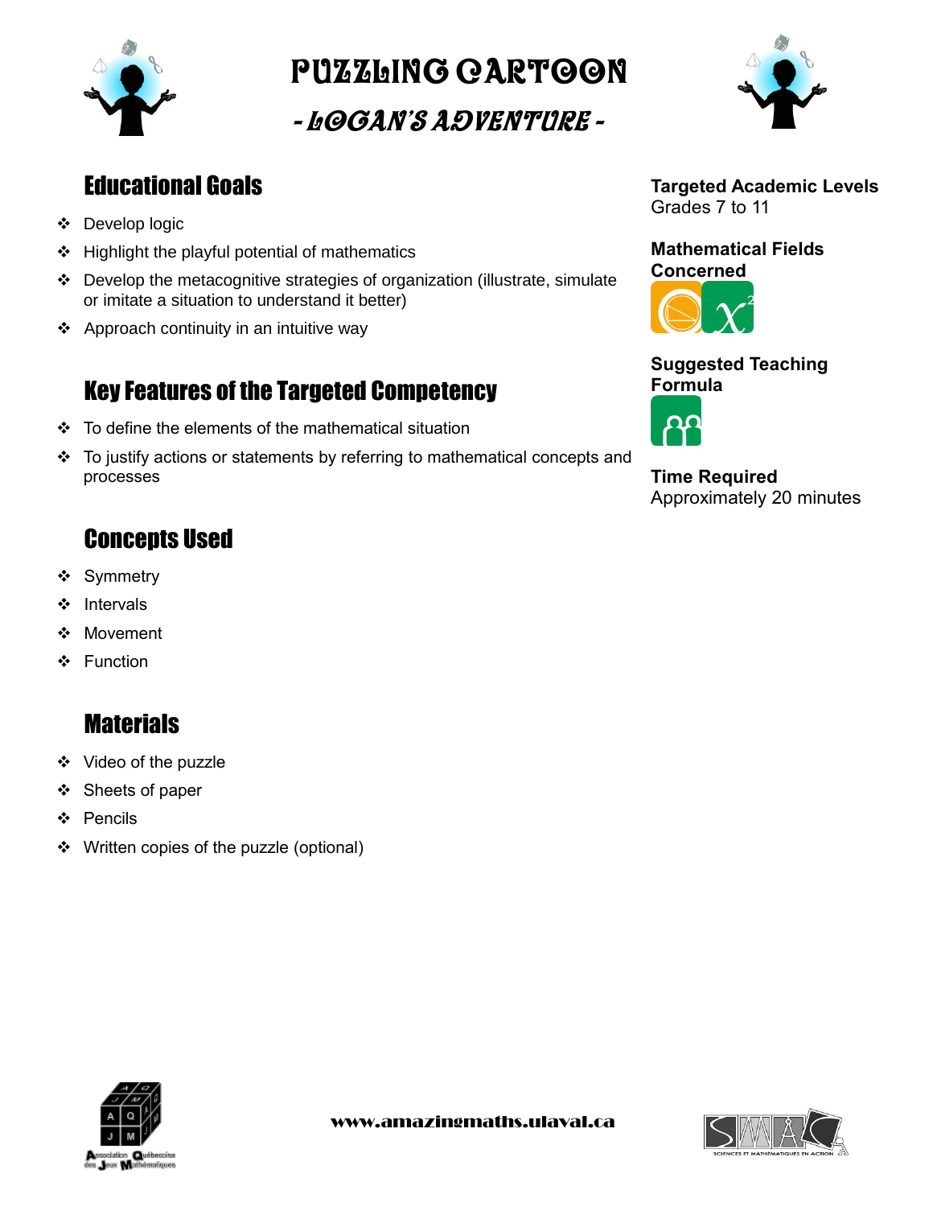# PUZZLING CARTOON

## - LOGAN'S ADVENTURE -

## Educational Goals

- Develop logic
- Highlight the playful potential of mathematics
- Develop the metacognitive strategies of organization (illustrate, simulate or imitate a situation to understand it better)
- Approach continuity in an intuitive way

## Key Features of the Targeted Competency

- To define the elements of the mathematical situation
- To justify actions or statements by referring to mathematical concepts and processes

## Concepts Used

- Symmetry
- Intervals
- Movement
- Function

## Materials

- Video of the puzzle
- Sheets of paper
- Pencils
- Written copies of the puzzle (optional)

**Targeted Academic Levels**
Grades 7 to 11

**Mathematical Fields Concerned**

**Suggested Teaching Formula**

**Time Required**
Approximately 20 minutes

www.amazingmaths.ulaval.ca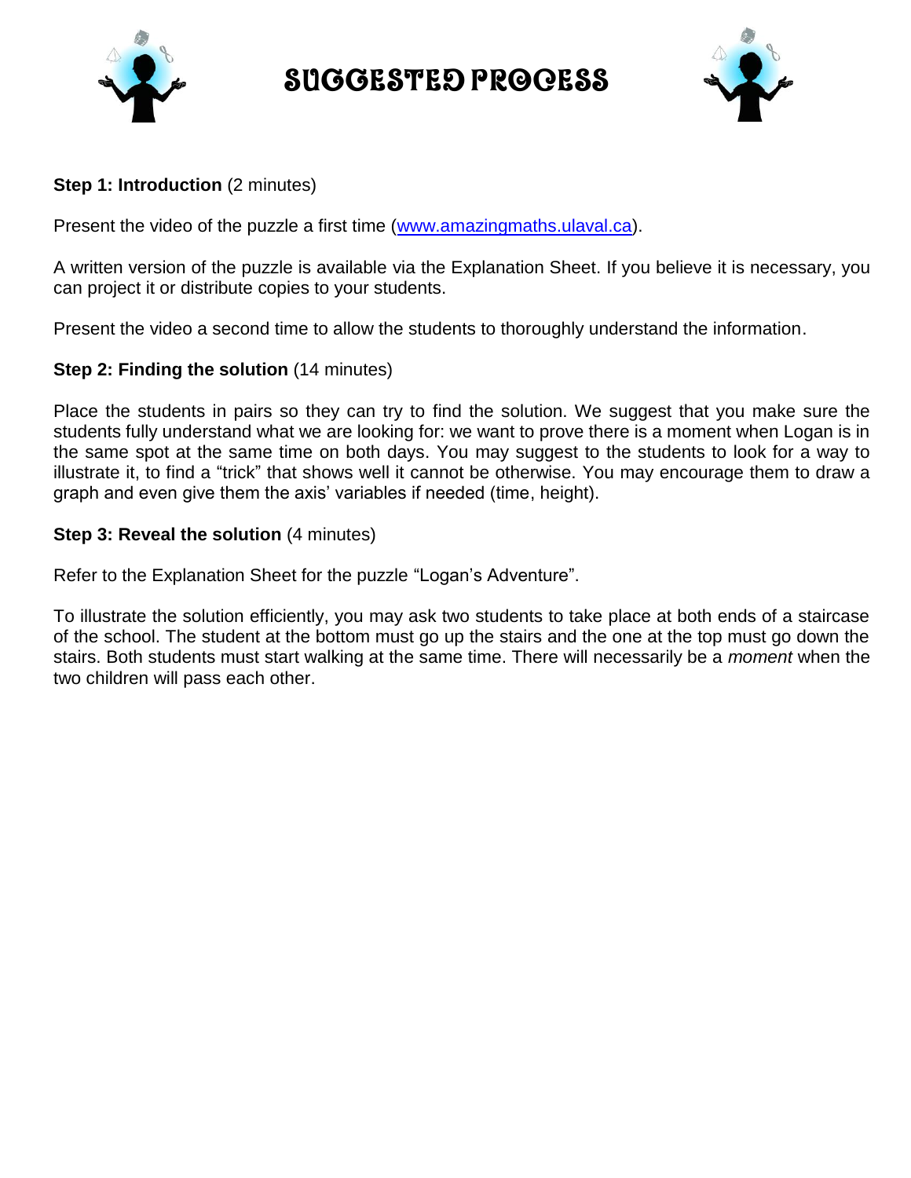# SUGGESTED PROCESS

**Step 1: Introduction** (2 minutes)

Present the video of the puzzle a first time (www.amazingmaths.ulaval.ca).

A written version of the puzzle is available via the Explanation Sheet. If you believe it is necessary, you can project it or distribute copies to your students.

Present the video a second time to allow the students to thoroughly understand the information.

**Step 2: Finding the solution** (14 minutes)

Place the students in pairs so they can try to find the solution. We suggest that you make sure the students fully understand what we are looking for: we want to prove there is a moment when Logan is in the same spot at the same time on both days. You may suggest to the students to look for a way to illustrate it, to find a "trick" that shows well it cannot be otherwise. You may encourage them to draw a graph and even give them the axis' variables if needed (time, height).

**Step 3: Reveal the solution** (4 minutes)

Refer to the Explanation Sheet for the puzzle "Logan's Adventure".

To illustrate the solution efficiently, you may ask two students to take place at both ends of a staircase of the school. The student at the bottom must go up the stairs and the one at the top must go down the stairs. Both students must start walking at the same time. There will necessarily be a *moment* when the two children will pass each other.